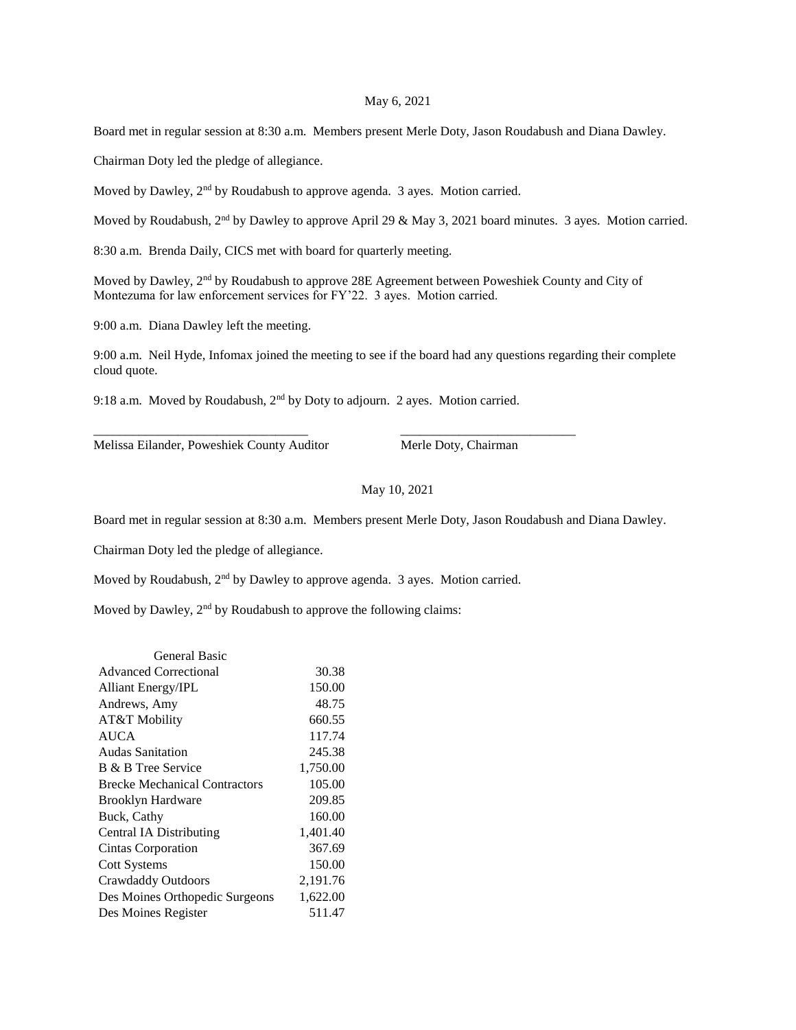May 6, 2021

Board met in regular session at 8:30 a.m. Members present Merle Doty, Jason Roudabush and Diana Dawley.

Chairman Doty led the pledge of allegiance.

Moved by Dawley, 2nd by Roudabush to approve agenda. 3 ayes. Motion carried.

Moved by Roudabush, 2nd by Dawley to approve April 29 & May 3, 2021 board minutes. 3 ayes. Motion carried.

8:30 a.m. Brenda Daily, CICS met with board for quarterly meeting.

Moved by Dawley, 2nd by Roudabush to approve 28E Agreement between Poweshiek County and City of Montezuma for law enforcement services for FY'22. 3 ayes. Motion carried.

9:00 a.m. Diana Dawley left the meeting.

9:00 a.m. Neil Hyde, Infomax joined the meeting to see if the board had any questions regarding their complete cloud quote.

9:18 a.m. Moved by Roudabush, 2nd by Doty to adjourn. 2 ayes. Motion carried.

\_\_\_\_\_\_\_\_\_\_\_\_\_\_\_\_\_\_\_\_\_\_\_\_\_\_\_\_\_\_\_\_\_\_ \_\_\_\_\_\_\_\_\_\_\_\_\_\_\_\_\_\_\_\_\_\_\_\_\_\_\_\_

Melissa Eilander, Poweshiek County Auditor Merle Doty, Chairman

May 10, 2021

Board met in regular session at 8:30 a.m. Members present Merle Doty, Jason Roudabush and Diana Dawley.

Chairman Doty led the pledge of allegiance.

Moved by Roudabush, 2nd by Dawley to approve agenda. 3 ayes. Motion carried.

Moved by Dawley, 2nd by Roudabush to approve the following claims:

| General Basic | |
|---|---|
| Advanced Correctional | 30.38 |
| Alliant Energy/IPL | 150.00 |
| Andrews, Amy | 48.75 |
| AT&T Mobility | 660.55 |
| AUCA | 117.74 |
| Audas Sanitation | 245.38 |
| B & B Tree Service | 1,750.00 |
| Brecke Mechanical Contractors | 105.00 |
| Brooklyn Hardware | 209.85 |
| Buck, Cathy | 160.00 |
| Central IA Distributing | 1,401.40 |
| Cintas Corporation | 367.69 |
| Cott Systems | 150.00 |
| Crawdaddy Outdoors | 2,191.76 |
| Des Moines Orthopedic Surgeons | 1,622.00 |
| Des Moines Register | 511.47 |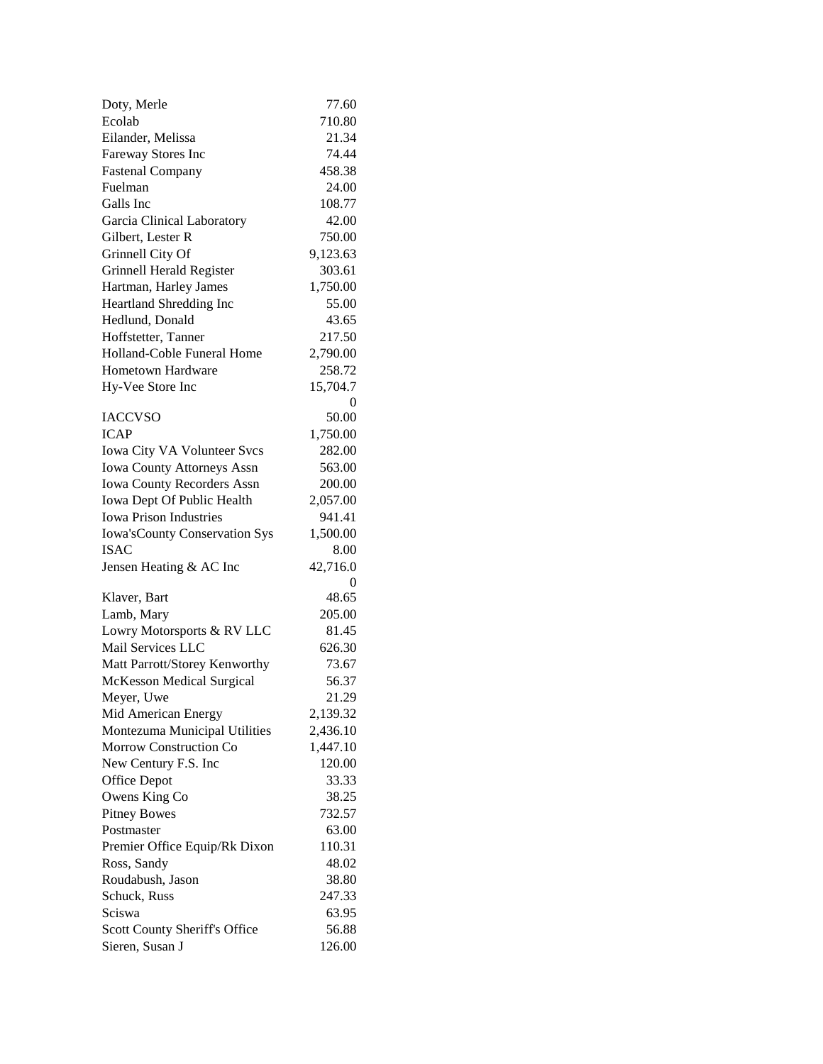| | |
|---|---|
| Doty, Merle | 77.60 |
| Ecolab | 710.80 |
| Eilander, Melissa | 21.34 |
| Fareway Stores Inc | 74.44 |
| Fastenal Company | 458.38 |
| Fuelman | 24.00 |
| Galls Inc | 108.77 |
| Garcia Clinical Laboratory | 42.00 |
| Gilbert, Lester R | 750.00 |
| Grinnell City Of | 9,123.63 |
| Grinnell Herald Register | 303.61 |
| Hartman, Harley James | 1,750.00 |
| Heartland Shredding Inc | 55.00 |
| Hedlund, Donald | 43.65 |
| Hoffstetter, Tanner | 217.50 |
| Holland-Coble Funeral Home | 2,790.00 |
| Hometown Hardware | 258.72 |
| Hy-Vee Store Inc | 15,704.70 |
| IACCVSO | 50.00 |
| ICAP | 1,750.00 |
| Iowa City VA Volunteer Svcs | 282.00 |
| Iowa County Attorneys Assn | 563.00 |
| Iowa County Recorders Assn | 200.00 |
| Iowa Dept Of Public Health | 2,057.00 |
| Iowa Prison Industries | 941.41 |
| Iowa'sCounty Conservation Sys | 1,500.00 |
| ISAC | 8.00 |
| Jensen Heating & AC Inc | 42,716.00 |
| Klaver, Bart | 48.65 |
| Lamb, Mary | 205.00 |
| Lowry Motorsports & RV LLC | 81.45 |
| Mail Services LLC | 626.30 |
| Matt Parrott/Storey Kenworthy | 73.67 |
| McKesson Medical Surgical | 56.37 |
| Meyer, Uwe | 21.29 |
| Mid American Energy | 2,139.32 |
| Montezuma Municipal Utilities | 2,436.10 |
| Morrow Construction Co | 1,447.10 |
| New Century F.S. Inc | 120.00 |
| Office Depot | 33.33 |
| Owens King Co | 38.25 |
| Pitney Bowes | 732.57 |
| Postmaster | 63.00 |
| Premier Office Equip/Rk Dixon | 110.31 |
| Ross, Sandy | 48.02 |
| Roudabush, Jason | 38.80 |
| Schuck, Russ | 247.33 |
| Sciswa | 63.95 |
| Scott County Sheriff's Office | 56.88 |
| Sieren, Susan J | 126.00 |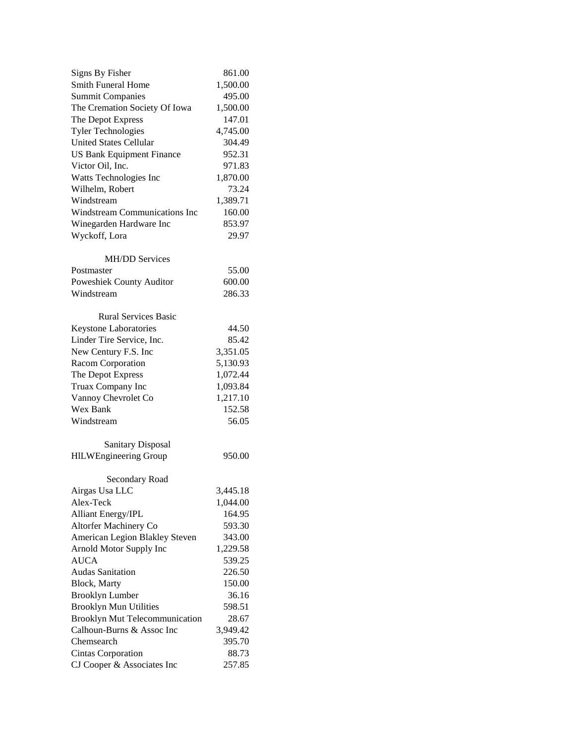| | |
|---|---:|
| Signs By Fisher | 861.00 |
| Smith Funeral Home | 1,500.00 |
| Summit Companies | 495.00 |
| The Cremation Society Of Iowa | 1,500.00 |
| The Depot Express | 147.01 |
| Tyler Technologies | 4,745.00 |
| United States Cellular | 304.49 |
| US Bank Equipment Finance | 952.31 |
| Victor Oil, Inc. | 971.83 |
| Watts Technologies Inc | 1,870.00 |
| Wilhelm, Robert | 73.24 |
| Windstream | 1,389.71 |
| Windstream Communications Inc | 160.00 |
| Winegarden Hardware Inc | 853.97 |
| Wyckoff, Lora | 29.97 |

MH/DD Services

| | |
|---|---:|
| Postmaster | 55.00 |
| Poweshiek County Auditor | 600.00 |
| Windstream | 286.33 |

Rural Services Basic

| | |
|---|---:|
| Keystone Laboratories | 44.50 |
| Linder Tire Service, Inc. | 85.42 |
| New Century F.S. Inc | 3,351.05 |
| Racom Corporation | 5,130.93 |
| The Depot Express | 1,072.44 |
| Truax Company Inc | 1,093.84 |
| Vannoy Chevrolet Co | 1,217.10 |
| Wex Bank | 152.58 |
| Windstream | 56.05 |

Sanitary Disposal

| | |
|---|---:|
| HlLWEngineering Group | 950.00 |

Secondary Road

| | |
|---|---:|
| Airgas Usa LLC | 3,445.18 |
| Alex-Teck | 1,044.00 |
| Alliant Energy/IPL | 164.95 |
| Altorfer Machinery Co | 593.30 |
| American Legion Blakley Steven | 343.00 |
| Arnold Motor Supply Inc | 1,229.58 |
| AUCA | 539.25 |
| Audas Sanitation | 226.50 |
| Block, Marty | 150.00 |
| Brooklyn Lumber | 36.16 |
| Brooklyn Mun Utilities | 598.51 |
| Brooklyn Mut Telecommunication | 28.67 |
| Calhoun-Burns & Assoc Inc | 3,949.42 |
| Chemsearch | 395.70 |
| Cintas Corporation | 88.73 |
| CJ Cooper & Associates Inc | 257.85 |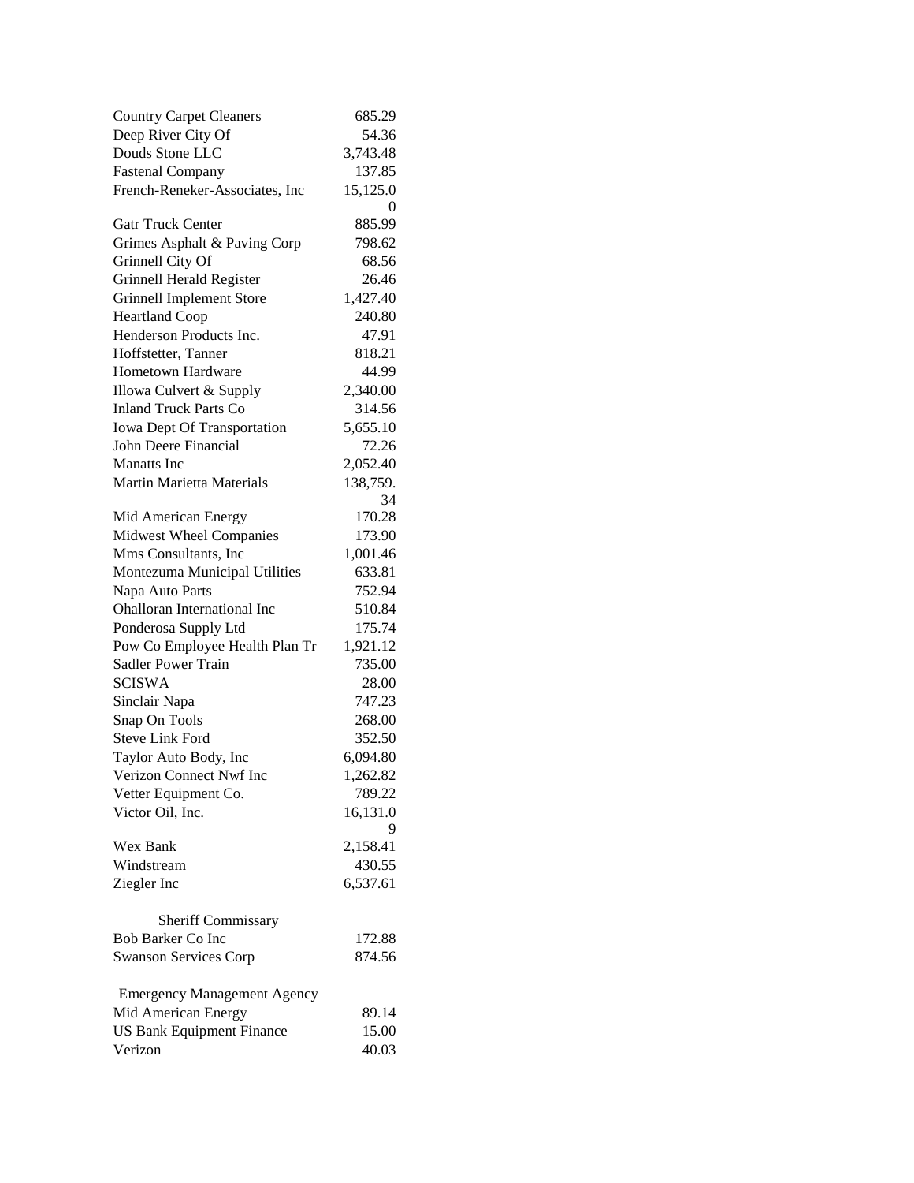| | |
|---|---|
| Country Carpet Cleaners | 685.29 |
| Deep River City Of | 54.36 |
| Douds Stone LLC | 3,743.48 |
| Fastenal Company | 137.85 |
| French-Reneker-Associates, Inc | 15,125.00 |
| Gatr Truck Center | 885.99 |
| Grimes Asphalt & Paving Corp | 798.62 |
| Grinnell City Of | 68.56 |
| Grinnell Herald Register | 26.46 |
| Grinnell Implement Store | 1,427.40 |
| Heartland Coop | 240.80 |
| Henderson Products Inc. | 47.91 |
| Hoffstetter, Tanner | 818.21 |
| Hometown Hardware | 44.99 |
| Illowa Culvert & Supply | 2,340.00 |
| Inland Truck Parts Co | 314.56 |
| Iowa Dept Of Transportation | 5,655.10 |
| John Deere Financial | 72.26 |
| Manatts Inc | 2,052.40 |
| Martin Marietta Materials | 138,759.34 |
| Mid American Energy | 170.28 |
| Midwest Wheel Companies | 173.90 |
| Mms Consultants, Inc | 1,001.46 |
| Montezuma Municipal Utilities | 633.81 |
| Napa Auto Parts | 752.94 |
| Ohalloran International Inc | 510.84 |
| Ponderosa Supply Ltd | 175.74 |
| Pow Co Employee Health Plan Tr | 1,921.12 |
| Sadler Power Train | 735.00 |
| SCISWA | 28.00 |
| Sinclair Napa | 747.23 |
| Snap On Tools | 268.00 |
| Steve Link Ford | 352.50 |
| Taylor Auto Body, Inc | 6,094.80 |
| Verizon Connect Nwf Inc | 1,262.82 |
| Vetter Equipment Co. | 789.22 |
| Victor Oil, Inc. | 16,131.09 |
| Wex Bank | 2,158.41 |
| Windstream | 430.55 |
| Ziegler Inc | 6,537.61 |

Sheriff Commissary

| | |
|---|---|
| Bob Barker Co Inc | 172.88 |
| Swanson Services Corp | 874.56 |

Emergency Management Agency

| | |
|---|---|
| Mid American Energy | 89.14 |
| US Bank Equipment Finance | 15.00 |
| Verizon | 40.03 |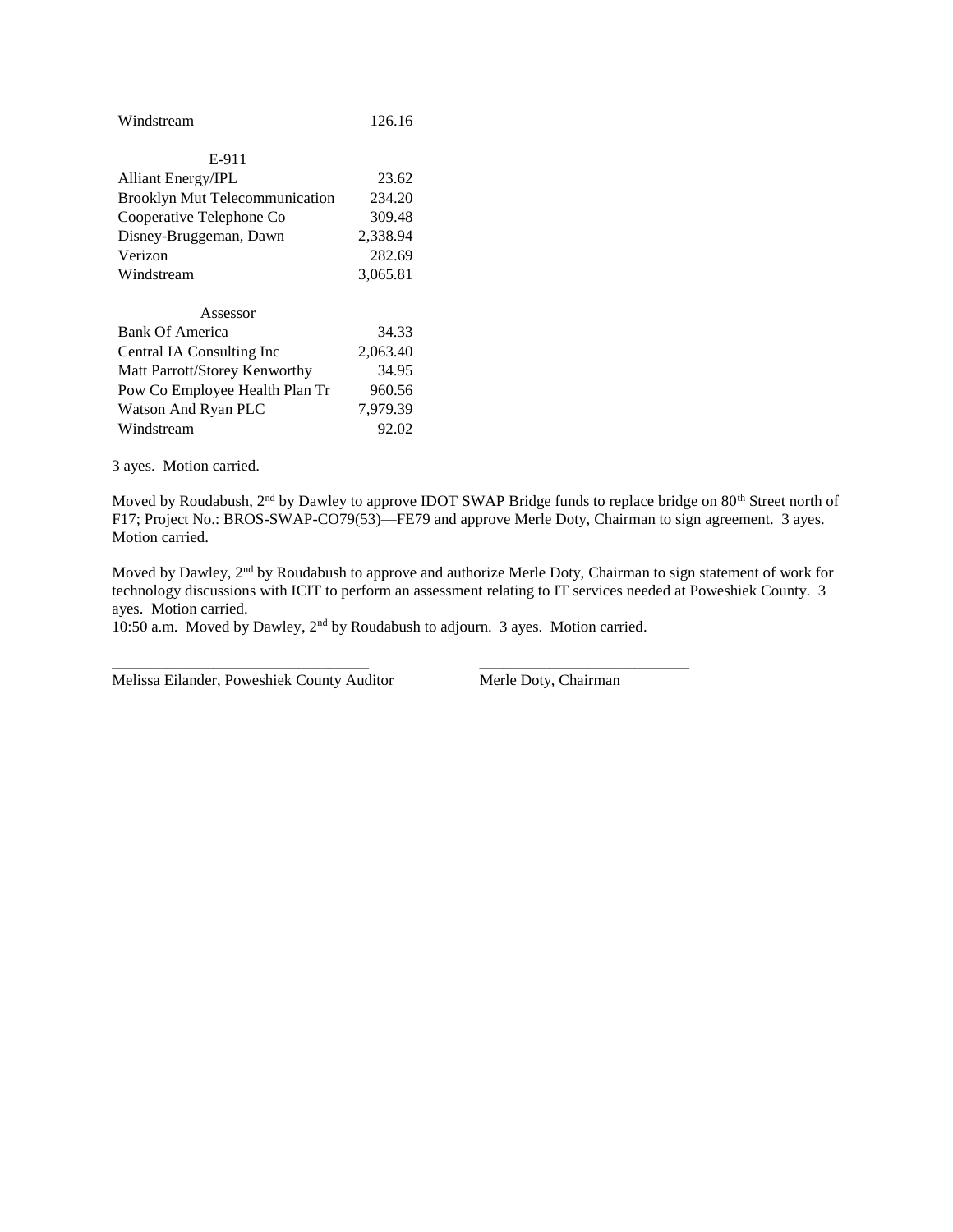| | |
|---|---|
| Windstream | 126.16 |
| **E-911** | |
| Alliant Energy/IPL | 23.62 |
| Brooklyn Mut Telecommunication | 234.20 |
| Cooperative Telephone Co | 309.48 |
| Disney-Bruggeman, Dawn | 2,338.94 |
| Verizon | 282.69 |
| Windstream | 3,065.81 |
| **Assessor** | |
| Bank Of America | 34.33 |
| Central IA Consulting Inc | 2,063.40 |
| Matt Parrott/Storey Kenworthy | 34.95 |
| Pow Co Employee Health Plan Tr | 960.56 |
| Watson And Ryan PLC | 7,979.39 |
| Windstream | 92.02 |

3 ayes. Motion carried.

Moved by Roudabush, 2nd by Dawley to approve IDOT SWAP Bridge funds to replace bridge on 80th Street north of F17; Project No.: BROS-SWAP-CO79(53)—FE79 and approve Merle Doty, Chairman to sign agreement. 3 ayes. Motion carried.

Moved by Dawley, 2nd by Roudabush to approve and authorize Merle Doty, Chairman to sign statement of work for technology discussions with ICIT to perform an assessment relating to IT services needed at Poweshiek County. 3 ayes. Motion carried.

10:50 a.m. Moved by Dawley, 2nd by Roudabush to adjourn. 3 ayes. Motion carried.

\_\_\_\_\_\_\_\_\_\_\_\_\_\_\_\_\_\_\_\_\_\_\_\_\_\_\_\_\_\_\_\_\_\_ \_\_\_\_\_\_\_\_\_\_\_\_\_\_\_\_\_\_\_\_\_\_\_\_\_\_\_\_

Melissa Eilander, Poweshiek County Auditor Merle Doty, Chairman